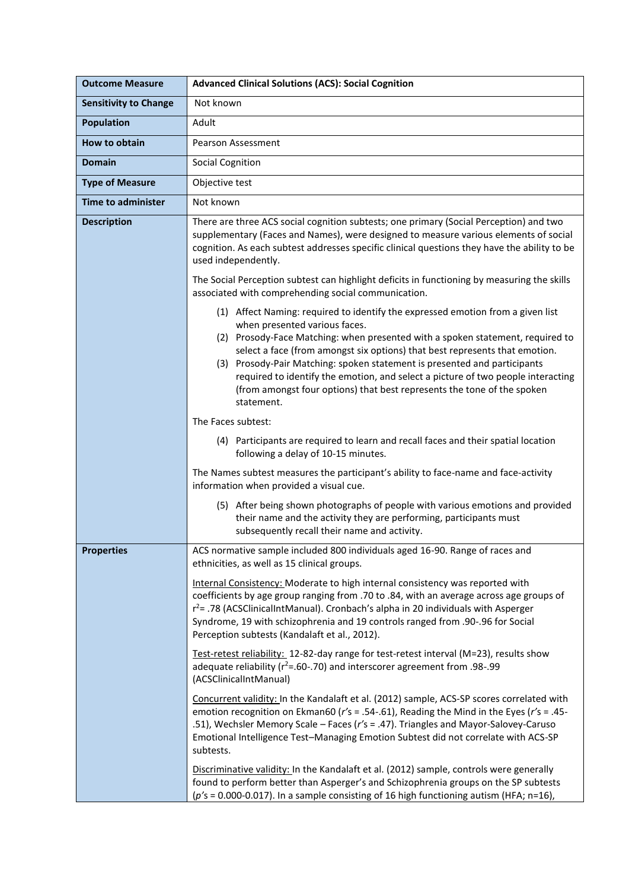| Outcome Measure | Advanced Clinical Solutions (ACS): Social Cognition |
|---|---|
| **Sensitivity to Change** | Not known |
| **Population** | Adult |
| **How to obtain** | Pearson Assessment |
| **Domain** | Social Cognition |
| **Type of Measure** | Objective test |
| **Time to administer** | Not known |
| **Description** | There are three ACS social cognition subtests; one primary (Social Perception) and two supplementary (Faces and Names), were designed to measure various elements of social cognition. As each subtest addresses specific clinical questions they have the ability to be used independently.<br><br>The Social Perception subtest can highlight deficits in functioning by measuring the skills associated with comprehending social communication.<br><br>(1) Affect Naming: required to identify the expressed emotion from a given list when presented various faces.<br>(2) Prosody-Face Matching: when presented with a spoken statement, required to select a face (from amongst six options) that best represents that emotion.<br>(3) Prosody-Pair Matching: spoken statement is presented and participants required to identify the emotion, and select a picture of two people interacting (from amongst four options) that best represents the tone of the spoken statement.<br><br>The Faces subtest:<br><br>(4) Participants are required to learn and recall faces and their spatial location following a delay of 10-15 minutes.<br><br>The Names subtest measures the participant's ability to face-name and face-activity information when provided a visual cue.<br><br>(5) After being shown photographs of people with various emotions and provided their name and the activity they are performing, participants must subsequently recall their name and activity. |
| **Properties** | ACS normative sample included 800 individuals aged 16-90. Range of races and ethnicities, as well as 15 clinical groups.<br><br><u>Internal Consistency:</u> Moderate to high internal consistency was reported with coefficients by age group ranging from .70 to .84, with an average across age groups of $r^2$= .78 (ACSClinicalIntManual). Cronbach's alpha in 20 individuals with Asperger Syndrome, 19 with schizophrenia and 19 controls ranged from .90-.96 for Social Perception subtests (Kandalaft et al., 2012).<br><br><u>Test-retest reliability:</u> 12-82-day range for test-retest interval (M=23), results show adequate reliability ($r^2$=.60-.70) and interscorer agreement from .98-.99 (ACSClinicalIntManual)<br><br><u>Concurrent validity:</u> In the Kandalaft et al. (2012) sample, ACS-SP scores correlated with emotion recognition on Ekman60 (*r*'s = .54-.61), Reading the Mind in the Eyes (*r*'s = .45-.51), Wechsler Memory Scale – Faces (*r*'s = .47). Triangles and Mayor-Salovey-Caruso Emotional Intelligence Test–Managing Emotion Subtest did not correlate with ACS-SP subtests.<br><br><u>Discriminative validity:</u> In the Kandalaft et al. (2012) sample, controls were generally found to perform better than Asperger's and Schizophrenia groups on the SP subtests (*p*'s = 0.000-0.017). In a sample consisting of 16 high functioning autism (HFA; n=16), |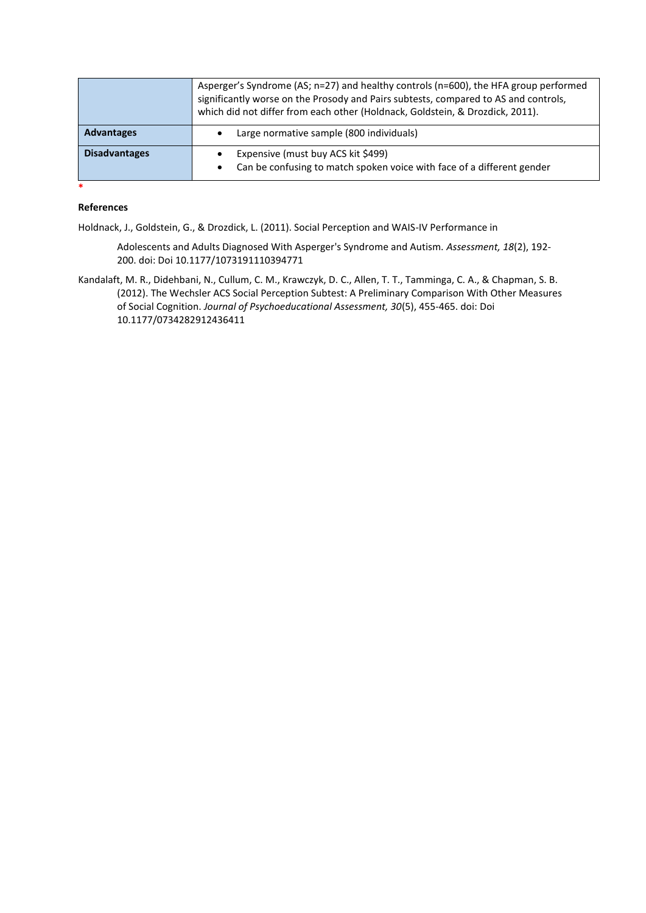| | |
|---|---|
| | Asperger's Syndrome (AS; n=27) and healthy controls (n=600), the HFA group performed significantly worse on the Prosody and Pairs subtests, compared to AS and controls, which did not differ from each other (Holdnack, Goldstein, & Drozdick, 2011). |
| **Advantages** | • Large normative sample (800 individuals) |
| **Disadvantages** | • Expensive (must buy ACS kit $499)<br>• Can be confusing to match spoken voice with face of a different gender |

*

**References**

Holdnack, J., Goldstein, G., & Drozdick, L. (2011). Social Perception and WAIS-IV Performance in Adolescents and Adults Diagnosed With Asperger's Syndrome and Autism. *Assessment, 18*(2), 192-200. doi: Doi 10.1177/1073191110394771

Kandalaft, M. R., Didehbani, N., Cullum, C. M., Krawczyk, D. C., Allen, T. T., Tamminga, C. A., & Chapman, S. B. (2012). The Wechsler ACS Social Perception Subtest: A Preliminary Comparison With Other Measures of Social Cognition. *Journal of Psychoeducational Assessment, 30*(5), 455-465. doi: Doi 10.1177/0734282912436411